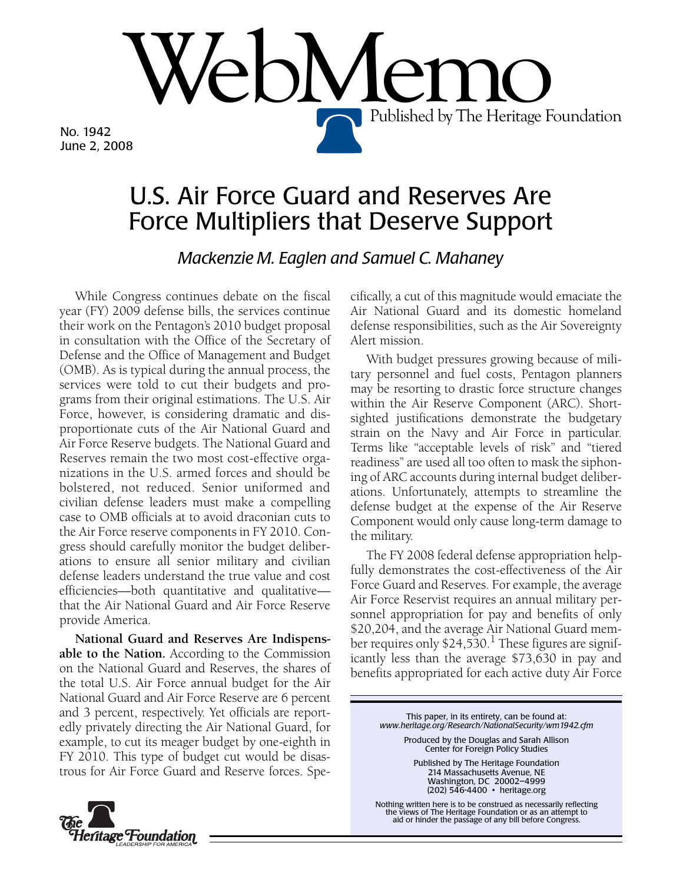# WebMemo

Published by The Heritage Foundation

No. 1942
June 2, 2008

## U.S. Air Force Guard and Reserves Are Force Multipliers that Deserve Support

*Mackenzie M. Eaglen and Samuel C. Mahaney*

While Congress continues debate on the fiscal year (FY) 2009 defense bills, the services continue their work on the Pentagon's 2010 budget proposal in consultation with the Office of the Secretary of Defense and the Office of Management and Budget (OMB). As is typical during the annual process, the services were told to cut their budgets and programs from their original estimations. The U.S. Air Force, however, is considering dramatic and disproportionate cuts of the Air National Guard and Air Force Reserve budgets. The National Guard and Reserves remain the two most cost-effective organizations in the U.S. armed forces and should be bolstered, not reduced. Senior uniformed and civilian defense leaders must make a compelling case to OMB officials at to avoid draconian cuts to the Air Force reserve components in FY 2010. Congress should carefully monitor the budget deliberations to ensure all senior military and civilian defense leaders understand the true value and cost efficiencies—both quantitative and qualitative—that the Air National Guard and Air Force Reserve provide America.

**National Guard and Reserves Are Indispensable to the Nation.** According to the Commission on the National Guard and Reserves, the shares of the total U.S. Air Force annual budget for the Air National Guard and Air Force Reserve are 6 percent and 3 percent, respectively. Yet officials are reportedly privately directing the Air National Guard, for example, to cut its meager budget by one-eighth in FY 2010. This type of budget cut would be disastrous for Air Force Guard and Reserve forces. Specifically, a cut of this magnitude would emaciate the Air National Guard and its domestic homeland defense responsibilities, such as the Air Sovereignty Alert mission.

With budget pressures growing because of military personnel and fuel costs, Pentagon planners may be resorting to drastic force structure changes within the Air Reserve Component (ARC). Shortsighted justifications demonstrate the budgetary strain on the Navy and Air Force in particular. Terms like "acceptable levels of risk" and "tiered readiness" are used all too often to mask the siphoning of ARC accounts during internal budget deliberations. Unfortunately, attempts to streamline the defense budget at the expense of the Air Reserve Component would only cause long-term damage to the military.

The FY 2008 federal defense appropriation helpfully demonstrates the cost-effectiveness of the Air Force Guard and Reserves. For example, the average Air Force Reservist requires an annual military personnel appropriation for pay and benefits of only \$20,204, and the average Air National Guard member requires only \$24,530.[1] These figures are significantly less than the average \$73,630 in pay and benefits appropriated for each active duty Air Force

This paper, in its entirety, can be found at: *www.heritage.org/Research/NationalSecurity/wm1942.cfm*

Produced by the Douglas and Sarah Allison Center for Foreign Policy Studies

Published by The Heritage Foundation
214 Massachusetts Avenue, NE
Washington, DC 20002–4999
(202) 546-4400 • heritage.org

Nothing written here is to be construed as necessarily reflecting the views of The Heritage Foundation or as an attempt to aid or hinder the passage of any bill before Congress.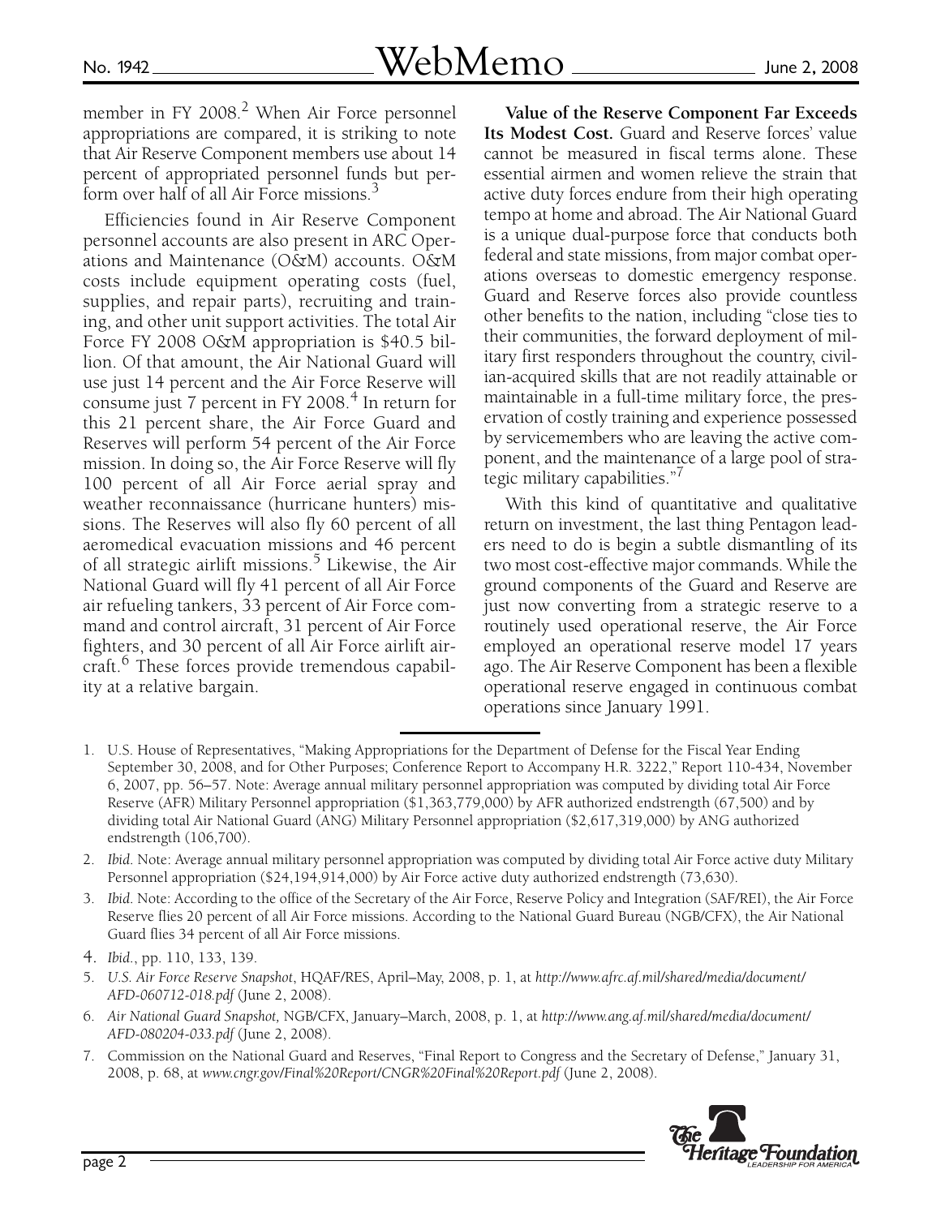member in FY 2008.[2] When Air Force personnel appropriations are compared, it is striking to note that Air Reserve Component members use about 14 percent of appropriated personnel funds but perform over half of all Air Force missions.[3]

Efficiencies found in Air Reserve Component personnel accounts are also present in ARC Operations and Maintenance (O&M) accounts. O&M costs include equipment operating costs (fuel, supplies, and repair parts), recruiting and training, and other unit support activities. The total Air Force FY 2008 O&M appropriation is $40.5 billion. Of that amount, the Air National Guard will use just 14 percent and the Air Force Reserve will consume just 7 percent in FY 2008.[4] In return for this 21 percent share, the Air Force Guard and Reserves will perform 54 percent of the Air Force mission. In doing so, the Air Force Reserve will fly 100 percent of all Air Force aerial spray and weather reconnaissance (hurricane hunters) missions. The Reserves will also fly 60 percent of all aeromedical evacuation missions and 46 percent of all strategic airlift missions.[5] Likewise, the Air National Guard will fly 41 percent of all Air Force air refueling tankers, 33 percent of Air Force command and control aircraft, 31 percent of Air Force fighters, and 30 percent of all Air Force airlift aircraft.[6] These forces provide tremendous capability at a relative bargain.

**Value of the Reserve Component Far Exceeds Its Modest Cost.** Guard and Reserve forces' value cannot be measured in fiscal terms alone. These essential airmen and women relieve the strain that active duty forces endure from their high operating tempo at home and abroad. The Air National Guard is a unique dual-purpose force that conducts both federal and state missions, from major combat operations overseas to domestic emergency response. Guard and Reserve forces also provide countless other benefits to the nation, including "close ties to their communities, the forward deployment of military first responders throughout the country, civilian-acquired skills that are not readily attainable or maintainable in a full-time military force, the preservation of costly training and experience possessed by servicemembers who are leaving the active component, and the maintenance of a large pool of strategic military capabilities."[7]

With this kind of quantitative and qualitative return on investment, the last thing Pentagon leaders need to do is begin a subtle dismantling of its two most cost-effective major commands. While the ground components of the Guard and Reserve are just now converting from a strategic reserve to a routinely used operational reserve, the Air Force employed an operational reserve model 17 years ago. The Air Reserve Component has been a flexible operational reserve engaged in continuous combat operations since January 1991.

---

1. U.S. House of Representatives, "Making Appropriations for the Department of Defense for the Fiscal Year Ending September 30, 2008, and for Other Purposes; Conference Report to Accompany H.R. 3222," Report 110-434, November 6, 2007, pp. 56–57. Note: Average annual military personnel appropriation was computed by dividing total Air Force Reserve (AFR) Military Personnel appropriation ($1,363,779,000) by AFR authorized endstrength (67,500) and by dividing total Air National Guard (ANG) Military Personnel appropriation ($2,617,319,000) by ANG authorized endstrength (106,700).
2. *Ibid*. Note: Average annual military personnel appropriation was computed by dividing total Air Force active duty Military Personnel appropriation ($24,194,914,000) by Air Force active duty authorized endstrength (73,630).
3. *Ibid*. Note: According to the office of the Secretary of the Air Force, Reserve Policy and Integration (SAF/REI), the Air Force Reserve flies 20 percent of all Air Force missions. According to the National Guard Bureau (NGB/CFX), the Air National Guard flies 34 percent of all Air Force missions.
4. *Ibid*., pp. 110, 133, 139.
5. *U.S. Air Force Reserve Snapshot*, HQAF/RES, April–May, 2008, p. 1, at *http://www.afrc.af.mil/shared/media/document/AFD-060712-018.pdf* (June 2, 2008).
6. *Air National Guard Snapshot,* NGB/CFX, January–March, 2008, p. 1, at *http://www.ang.af.mil/shared/media/document/AFD-080204-033.pdf* (June 2, 2008).
7. Commission on the National Guard and Reserves, "Final Report to Congress and the Secretary of Defense," January 31, 2008, p. 68, at *www.cngr.gov/Final%20Report/CNGR%20Final%20Report.pdf* (June 2, 2008).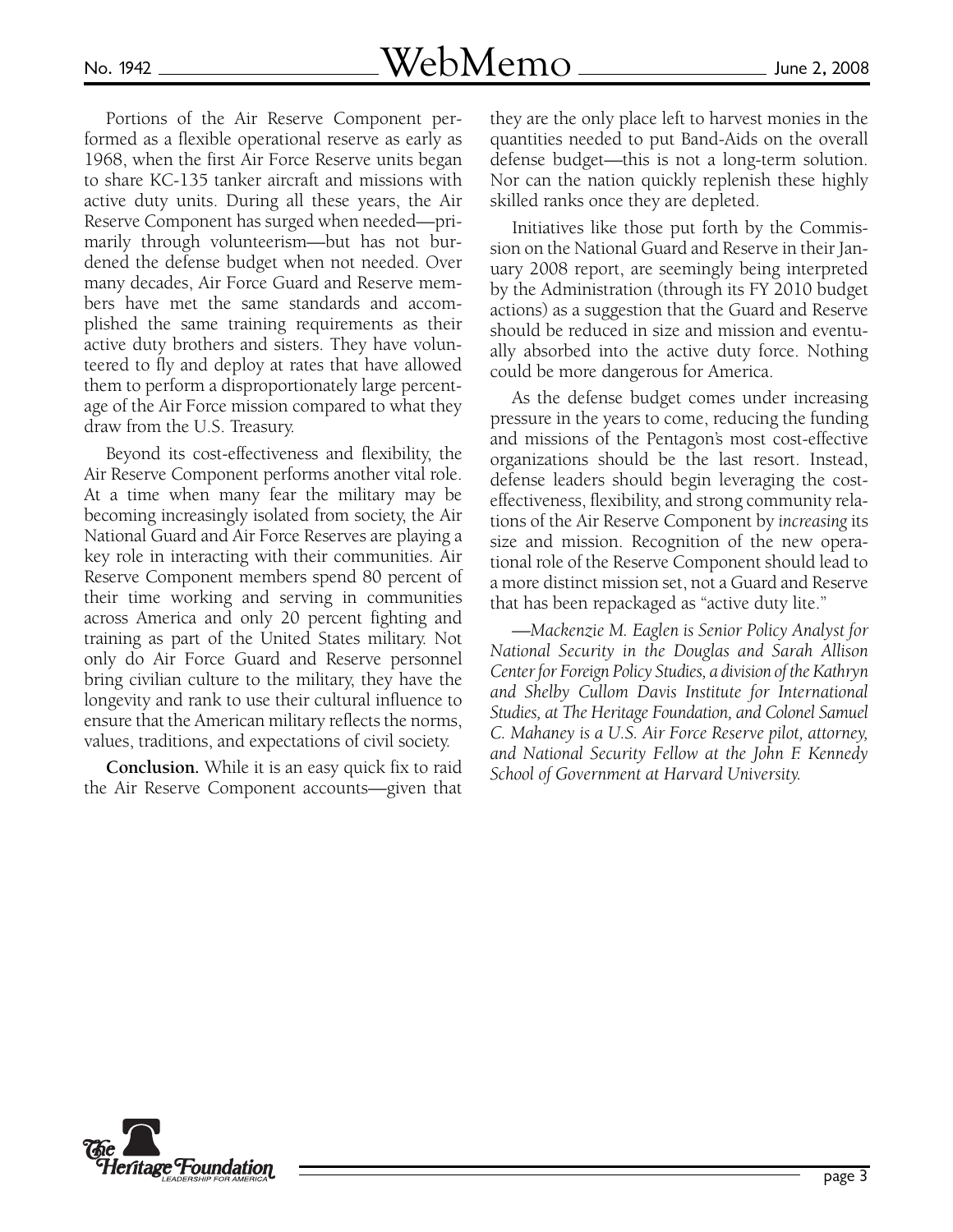Portions of the Air Reserve Component performed as a flexible operational reserve as early as 1968, when the first Air Force Reserve units began to share KC-135 tanker aircraft and missions with active duty units. During all these years, the Air Reserve Component has surged when needed—primarily through volunteerism—but has not burdened the defense budget when not needed. Over many decades, Air Force Guard and Reserve members have met the same standards and accomplished the same training requirements as their active duty brothers and sisters. They have volunteered to fly and deploy at rates that have allowed them to perform a disproportionately large percentage of the Air Force mission compared to what they draw from the U.S. Treasury.

Beyond its cost-effectiveness and flexibility, the Air Reserve Component performs another vital role. At a time when many fear the military may be becoming increasingly isolated from society, the Air National Guard and Air Force Reserves are playing a key role in interacting with their communities. Air Reserve Component members spend 80 percent of their time working and serving in communities across America and only 20 percent fighting and training as part of the United States military. Not only do Air Force Guard and Reserve personnel bring civilian culture to the military, they have the longevity and rank to use their cultural influence to ensure that the American military reflects the norms, values, traditions, and expectations of civil society.

**Conclusion.** While it is an easy quick fix to raid the Air Reserve Component accounts—given that they are the only place left to harvest monies in the quantities needed to put Band-Aids on the overall defense budget—this is not a long-term solution. Nor can the nation quickly replenish these highly skilled ranks once they are depleted.

Initiatives like those put forth by the Commission on the National Guard and Reserve in their January 2008 report, are seemingly being interpreted by the Administration (through its FY 2010 budget actions) as a suggestion that the Guard and Reserve should be reduced in size and mission and eventually absorbed into the active duty force. Nothing could be more dangerous for America.

As the defense budget comes under increasing pressure in the years to come, reducing the funding and missions of the Pentagon's most cost-effective organizations should be the last resort. Instead, defense leaders should begin leveraging the cost-effectiveness, flexibility, and strong community relations of the Air Reserve Component by *increasing* its size and mission. Recognition of the new operational role of the Reserve Component should lead to a more distinct mission set, not a Guard and Reserve that has been repackaged as "active duty lite."

*—Mackenzie M. Eaglen is Senior Policy Analyst for National Security in the Douglas and Sarah Allison Center for Foreign Policy Studies, a division of the Kathryn and Shelby Cullom Davis Institute for International Studies, at The Heritage Foundation, and Colonel Samuel C. Mahaney is a U.S. Air Force Reserve pilot, attorney, and National Security Fellow at the John F. Kennedy School of Government at Harvard University.*